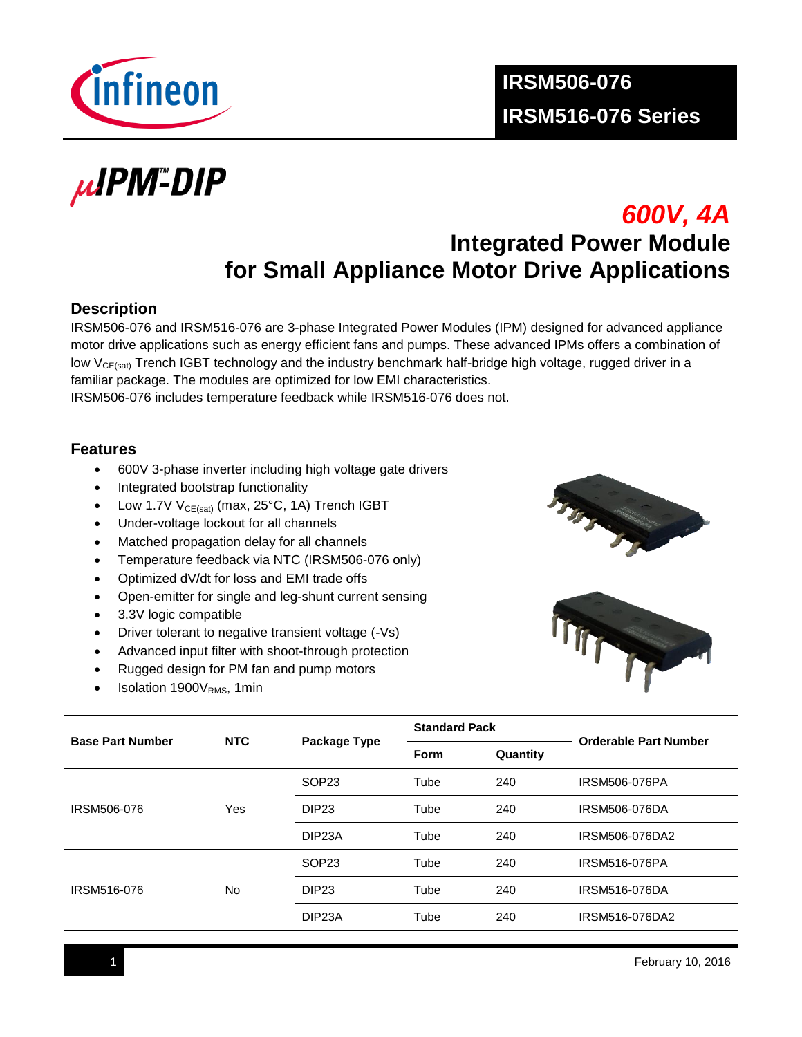# IRSM506-076
# IRSM516-076 Series

*µIPM™-DIP*

## *600V, 4A*
## Integrated Power Module for Small Appliance Motor Drive Applications

## Description

IRSM506-076 and IRSM516-076 are 3-phase Integrated Power Modules (IPM) designed for advanced appliance motor drive applications such as energy efficient fans and pumps. These advanced IPMs offers a combination of low $V_{CE(sat)}$ Trench IGBT technology and the industry benchmark half-bridge high voltage, rugged driver in a familiar package. The modules are optimized for low EMI characteristics.
IRSM506-076 includes temperature feedback while IRSM516-076 does not.

## Features

- 600V 3-phase inverter including high voltage gate drivers
- Integrated bootstrap functionality
- Low 1.7V $V_{CE(sat)}$ (max, 25°C, 1A) Trench IGBT
- Under-voltage lockout for all channels
- Matched propagation delay for all channels
- Temperature feedback via NTC (IRSM506-076 only)
- Optimized dV/dt for loss and EMI trade offs
- Open-emitter for single and leg-shunt current sensing
- 3.3V logic compatible
- Driver tolerant to negative transient voltage (-Vs)
- Advanced input filter with shoot-through protection
- Rugged design for PM fan and pump motors
- Isolation 1900$V_{RMS}$, 1min

| Base Part Number | NTC | Package Type | Standard Pack | | Orderable Part Number |
|---|---|---|---|---|---|
| | | | Form | Quantity | |
| IRSM506-076 | Yes | SOP23 | Tube | 240 | IRSM506-076PA |
| | | DIP23 | Tube | 240 | IRSM506-076DA |
| | | DIP23A | Tube | 240 | IRSM506-076DA2 |
| IRSM516-076 | No | SOP23 | Tube | 240 | IRSM516-076PA |
| | | DIP23 | Tube | 240 | IRSM516-076DA |
| | | DIP23A | Tube | 240 | IRSM516-076DA2 |

February 10, 2016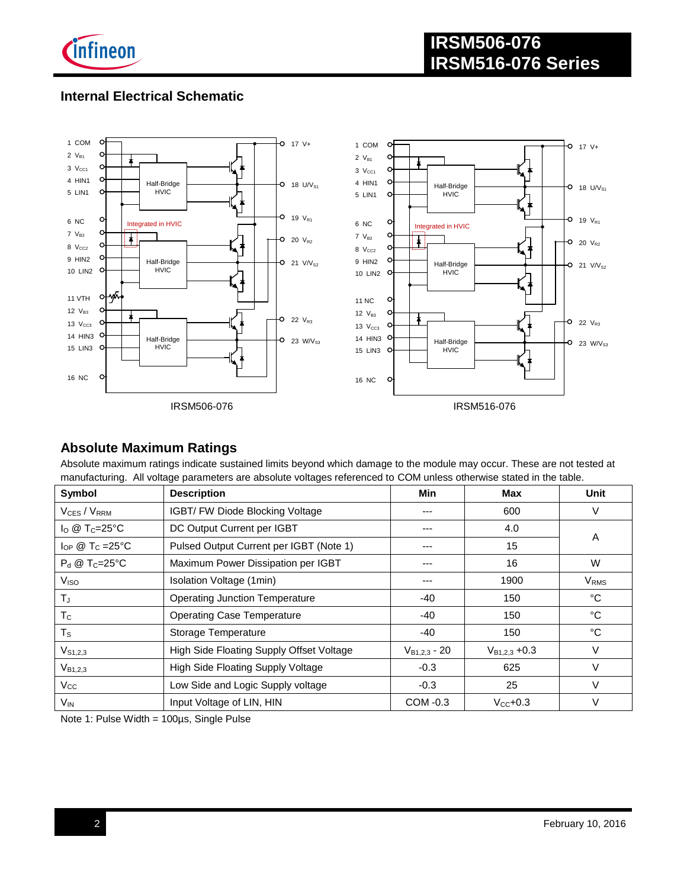## Internal Electrical Schematic

IRSM506-076

IRSM516-076

## Absolute Maximum Ratings

Absolute maximum ratings indicate sustained limits beyond which damage to the module may occur. These are not tested at manufacturing. All voltage parameters are absolute voltages referenced to COM unless otherwise stated in the table.

| Symbol | Description | Min | Max | Unit |
|---|---|---|---|---|
| $V_{CES}$ / $V_{RRM}$ | IGBT/ FW Diode Blocking Voltage | --- | 600 | V |
| $I_O$ @ $T_C$=25°C | DC Output Current per IGBT | --- | 4.0 | A |
| $I_{OP}$ @ $T_C$ =25°C | Pulsed Output Current per IGBT (Note 1) | --- | 15 | A |
| $P_d$ @ $T_C$=25°C | Maximum Power Dissipation per IGBT | --- | 16 | W |
| $V_{ISO}$ | Isolation Voltage (1min) | --- | 1900 | $V_{RMS}$ |
| $T_J$ | Operating Junction Temperature | -40 | 150 | °C |
| $T_C$ | Operating Case Temperature | -40 | 150 | °C |
| $T_S$ | Storage Temperature | -40 | 150 | °C |
| $V_{S1,2,3}$ | High Side Floating Supply Offset Voltage | $V_{B1,2,3}$ - 20 | $V_{B1,2,3}$ +0.3 | V |
| $V_{B1,2,3}$ | High Side Floating Supply Voltage | -0.3 | 625 | V |
| $V_{CC}$ | Low Side and Logic Supply voltage | -0.3 | 25 | V |
| $V_{IN}$ | Input Voltage of LIN, HIN | COM -0.3 | $V_{CC}$+0.3 | V |

Note 1: Pulse Width = 100µs, Single Pulse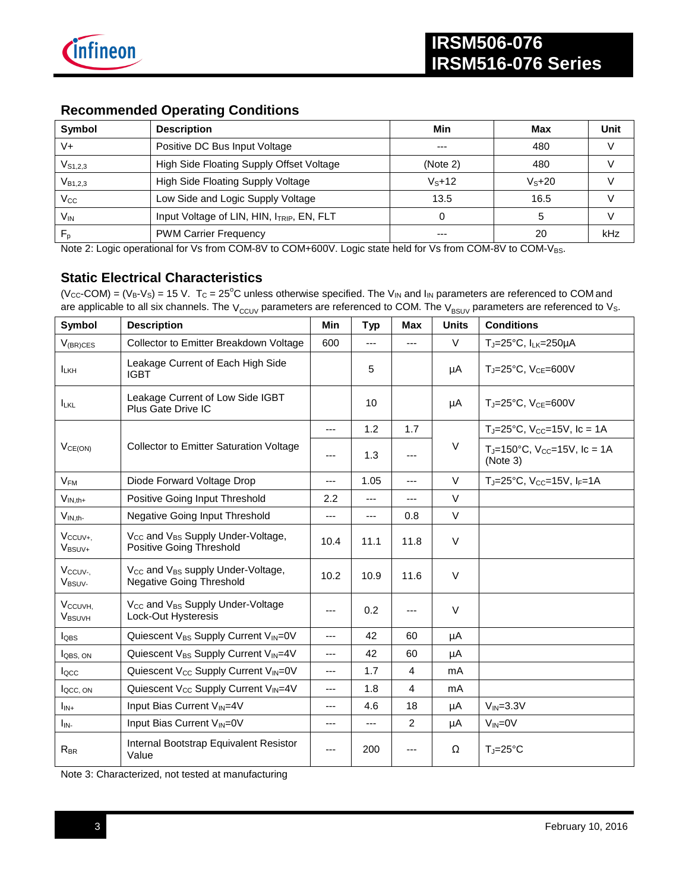## Recommended Operating Conditions

| Symbol | Description | Min | Max | Unit |
|---|---|---|---|---|
| V+ | Positive DC Bus Input Voltage | --- | 480 | V |
| $V_{S1,2,3}$ | High Side Floating Supply Offset Voltage | (Note 2) | 480 | V |
| $V_{B1,2,3}$ | High Side Floating Supply Voltage | $V_S$+12 | $V_S$+20 | V |
| $V_{CC}$ | Low Side and Logic Supply Voltage | 13.5 | 16.5 | V |
| $V_{IN}$ | Input Voltage of LIN, HIN, $I_{TRIP}$, EN, FLT | 0 | 5 | V |
| $F_p$ | PWM Carrier Frequency | --- | 20 | kHz |

Note 2: Logic operational for Vs from COM-8V to COM+600V. Logic state held for Vs from COM-8V to COM-$V_{BS}$.

## Static Electrical Characteristics

($V_{CC}$-COM) = ($V_B$-$V_S$) = 15 V. $T_C$ = 25°C unless otherwise specified. The $V_{IN}$ and $I_{IN}$ parameters are referenced to COM and are applicable to all six channels. The $V_{CCUV}$ parameters are referenced to COM. The $V_{BSUV}$ parameters are referenced to $V_S$.

| Symbol | Description | Min | Typ | Max | Units | Conditions |
|---|---|---|---|---|---|---|
| $V_{(BR)CES}$ | Collector to Emitter Breakdown Voltage | 600 | --- | --- | V | $T_J$=25°C, $I_{LK}$=250µA |
| $I_{LKH}$ | Leakage Current of Each High Side IGBT | | 5 | | µA | $T_J$=25°C, $V_{CE}$=600V |
| $I_{LKL}$ | Leakage Current of Low Side IGBT Plus Gate Drive IC | | 10 | | µA | $T_J$=25°C, $V_{CE}$=600V |
| $V_{CE(ON)}$ | Collector to Emitter Saturation Voltage | --- | 1.2 | 1.7 | V | $T_J$=25°C, $V_{CC}$=15V, Ic = 1A |
| | | --- | 1.3 | --- | | $T_J$=150°C, $V_{CC}$=15V, Ic = 1A (Note 3) |
| $V_{FM}$ | Diode Forward Voltage Drop | --- | 1.05 | --- | V | $T_J$=25°C, $V_{CC}$=15V, $I_F$=1A |
| $V_{IN,th+}$ | Positive Going Input Threshold | 2.2 | --- | --- | V | |
| $V_{IN,th-}$ | Negative Going Input Threshold | --- | --- | 0.8 | V | |
| $V_{CCUV+}$, $V_{BSUV+}$ | $V_{CC}$ and $V_{BS}$ Supply Under-Voltage, Positive Going Threshold | 10.4 | 11.1 | 11.8 | V | |
| $V_{CCUV-}$, $V_{BSUV-}$ | $V_{CC}$ and $V_{BS}$ supply Under-Voltage, Negative Going Threshold | 10.2 | 10.9 | 11.6 | V | |
| $V_{CCUVH}$, $V_{BSUVH}$ | $V_{CC}$ and $V_{BS}$ Supply Under-Voltage Lock-Out Hysteresis | --- | 0.2 | --- | V | |
| $I_{QBS}$ | Quiescent $V_{BS}$ Supply Current $V_{IN}$=0V | --- | 42 | 60 | µA | |
| $I_{QBS,ON}$ | Quiescent $V_{BS}$ Supply Current $V_{IN}$=4V | --- | 42 | 60 | µA | |
| $I_{QCC}$ | Quiescent $V_{CC}$ Supply Current $V_{IN}$=0V | --- | 1.7 | 4 | mA | |
| $I_{QCC,ON}$ | Quiescent $V_{CC}$ Supply Current $V_{IN}$=4V | --- | 1.8 | 4 | mA | |
| $I_{IN+}$ | Input Bias Current $V_{IN}$=4V | --- | 4.6 | 18 | µA | $V_{IN}$=3.3V |
| $I_{IN-}$ | Input Bias Current $V_{IN}$=0V | --- | --- | 2 | µA | $V_{IN}$=0V |
| $R_{BR}$ | Internal Bootstrap Equivalent Resistor Value | --- | 200 | --- | Ω | $T_J$=25°C |

Note 3: Characterized, not tested at manufacturing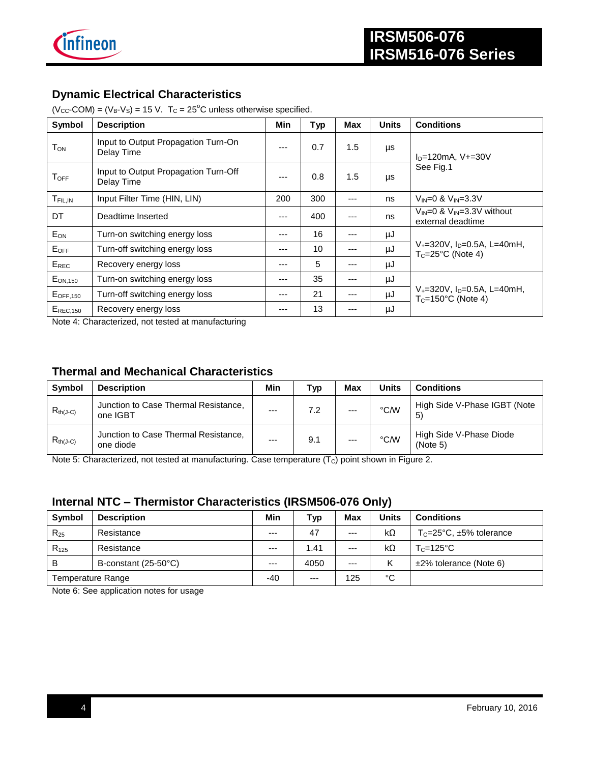## Dynamic Electrical Characteristics

($V_{CC}$-COM) = ($V_B$-$V_S$) = 15 V. $T_C$ = 25°C unless otherwise specified.

| Symbol | Description | Min | Typ | Max | Units | Conditions |
|---|---|---|---|---|---|---|
| $T_{ON}$ | Input to Output Propagation Turn-On Delay Time | --- | 0.7 | 1.5 | µs | $I_D$=120mA, V+=30V See Fig.1 |
| $T_{OFF}$ | Input to Output Propagation Turn-Off Delay Time | --- | 0.8 | 1.5 | µs | |
| $T_{FIL,IN}$ | Input Filter Time (HIN, LIN) | 200 | 300 | --- | ns | $V_{IN}$=0 & $V_{IN}$=3.3V |
| DT | Deadtime Inserted | --- | 400 | --- | ns | $V_{IN}$=0 & $V_{IN}$=3.3V without external deadtime |
| $E_{ON}$ | Turn-on switching energy loss | --- | 16 | --- | µJ | $V_+$=320V, $I_D$=0.5A, L=40mH, $T_C$=25°C (Note 4) |
| $E_{OFF}$ | Turn-off switching energy loss | --- | 10 | --- | µJ | |
| $E_{REC}$ | Recovery energy loss | --- | 5 | --- | µJ | |
| $E_{ON,150}$ | Turn-on switching energy loss | --- | 35 | --- | µJ | $V_+$=320V, $I_D$=0.5A, L=40mH, $T_C$=150°C (Note 4) |
| $E_{OFF,150}$ | Turn-off switching energy loss | --- | 21 | --- | µJ | |
| $E_{REC,150}$ | Recovery energy loss | --- | 13 | --- | µJ | |

Note 4: Characterized, not tested at manufacturing

## Thermal and Mechanical Characteristics

| Symbol | Description | Min | Typ | Max | Units | Conditions |
|---|---|---|---|---|---|---|
| $R_{th(J-C)}$ | Junction to Case Thermal Resistance, one IGBT | --- | 7.2 | --- | °C/W | High Side V-Phase IGBT (Note 5) |
| $R_{th(J-C)}$ | Junction to Case Thermal Resistance, one diode | --- | 9.1 | --- | °C/W | High Side V-Phase Diode (Note 5) |

Note 5: Characterized, not tested at manufacturing. Case temperature ($T_C$) point shown in Figure 2.

## Internal NTC – Thermistor Characteristics (IRSM506-076 Only)

| Symbol | Description | Min | Typ | Max | Units | Conditions |
|---|---|---|---|---|---|---|
| $R_{25}$ | Resistance | --- | 47 | --- | kΩ | $T_C$=25°C, ±5% tolerance |
| $R_{125}$ | Resistance | --- | 1.41 | --- | kΩ | $T_C$=125°C |
| B | B-constant (25-50°C) | --- | 4050 | --- | K | ±2% tolerance (Note 6) |
| Temperature Range | | -40 | --- | 125 | °C | |

Note 6: See application notes for usage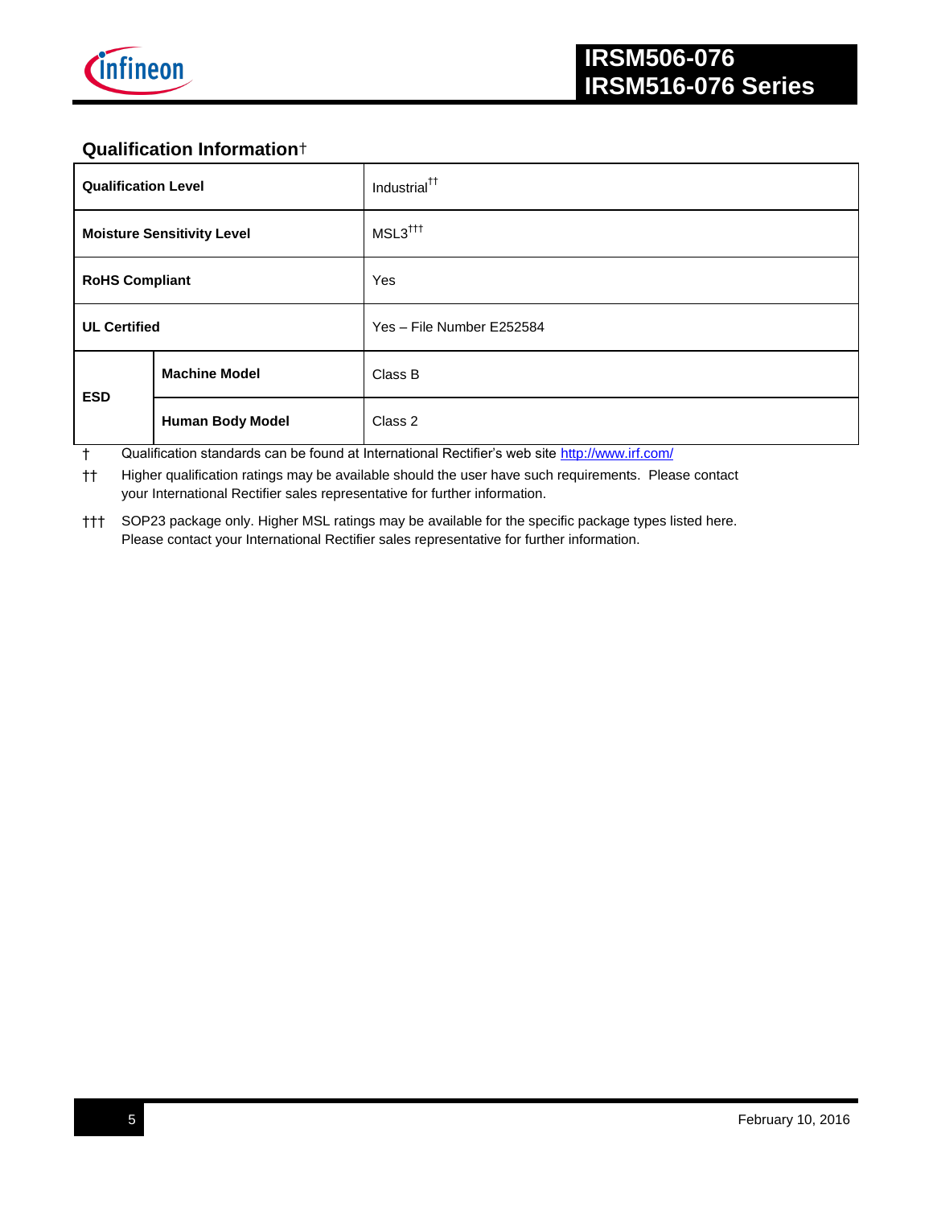## Qualification Information†

| | | |
|---|---|---|
| **Qualification Level** | | Industrial†† |
| **Moisture Sensitivity Level** | | MSL3††† |
| **RoHS Compliant** | | Yes |
| **UL Certified** | | Yes – File Number E252584 |
| **ESD** | **Machine Model** | Class B |
| | **Human Body Model** | Class 2 |

† Qualification standards can be found at International Rectifier's web site http://www.irf.com/

†† Higher qualification ratings may be available should the user have such requirements. Please contact your International Rectifier sales representative for further information.

††† SOP23 package only. Higher MSL ratings may be available for the specific package types listed here. Please contact your International Rectifier sales representative for further information.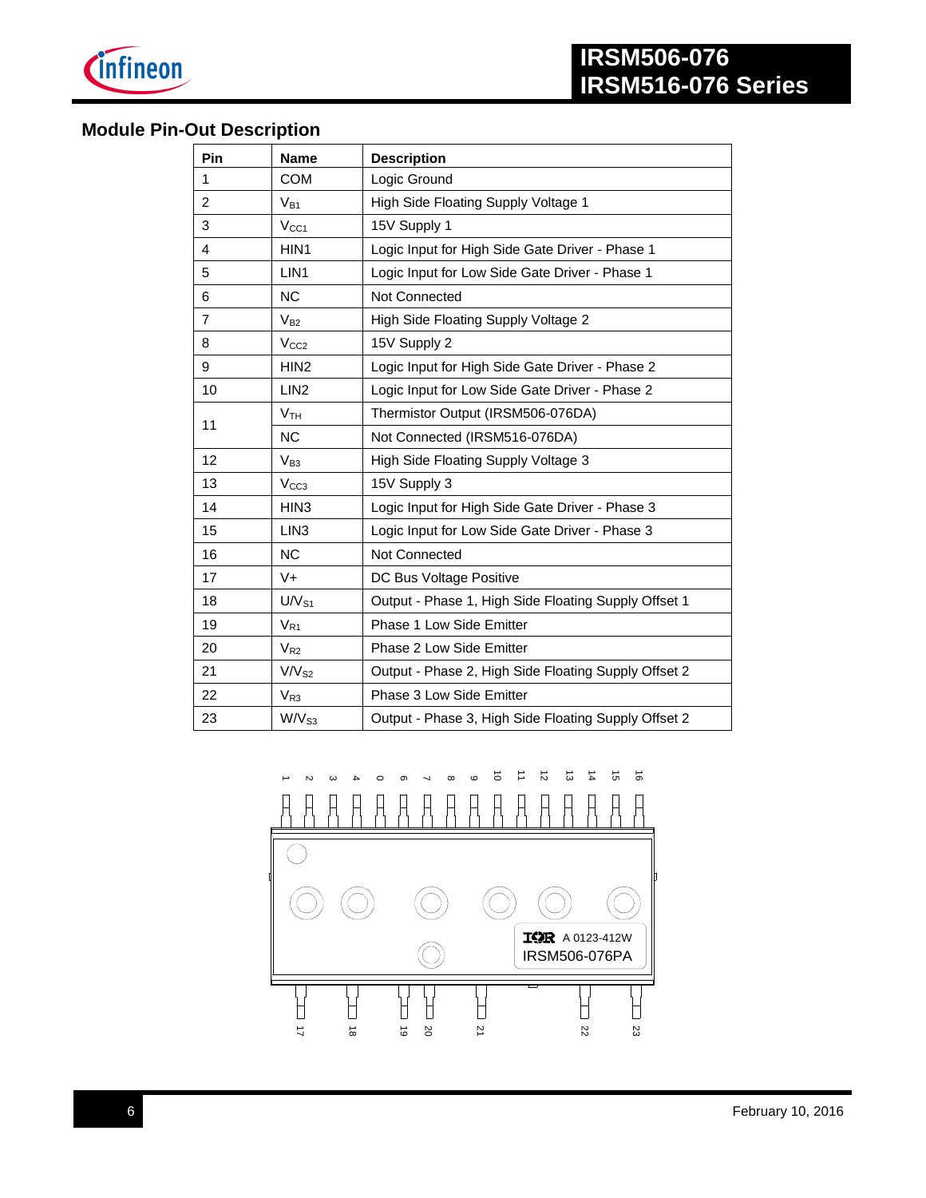## Module Pin-Out Description

| Pin | Name | Description |
|---|---|---|
| 1 | COM | Logic Ground |
| 2 | $V_{B1}$ | High Side Floating Supply Voltage 1 |
| 3 | $V_{CC1}$ | 15V Supply 1 |
| 4 | HIN1 | Logic Input for High Side Gate Driver - Phase 1 |
| 5 | LIN1 | Logic Input for Low Side Gate Driver - Phase 1 |
| 6 | NC | Not Connected |
| 7 | $V_{B2}$ | High Side Floating Supply Voltage 2 |
| 8 | $V_{CC2}$ | 15V Supply 2 |
| 9 | HIN2 | Logic Input for High Side Gate Driver - Phase 2 |
| 10 | LIN2 | Logic Input for Low Side Gate Driver - Phase 2 |
| 11 | $V_{TH}$ | Thermistor Output (IRSM506-076DA) |
|  | NC | Not Connected (IRSM516-076DA) |
| 12 | $V_{B3}$ | High Side Floating Supply Voltage 3 |
| 13 | $V_{CC3}$ | 15V Supply 3 |
| 14 | HIN3 | Logic Input for High Side Gate Driver - Phase 3 |
| 15 | LIN3 | Logic Input for Low Side Gate Driver - Phase 3 |
| 16 | NC | Not Connected |
| 17 | V+ | DC Bus Voltage Positive |
| 18 | $U/V_{S1}$ | Output - Phase 1, High Side Floating Supply Offset 1 |
| 19 | $V_{R1}$ | Phase 1 Low Side Emitter |
| 20 | $V_{R2}$ | Phase 2 Low Side Emitter |
| 21 | $V/V_{S2}$ | Output - Phase 2, High Side Floating Supply Offset 2 |
| 22 | $V_{R3}$ | Phase 3 Low Side Emitter |
| 23 | $W/V_{S3}$ | Output - Phase 3, High Side Floating Supply Offset 2 |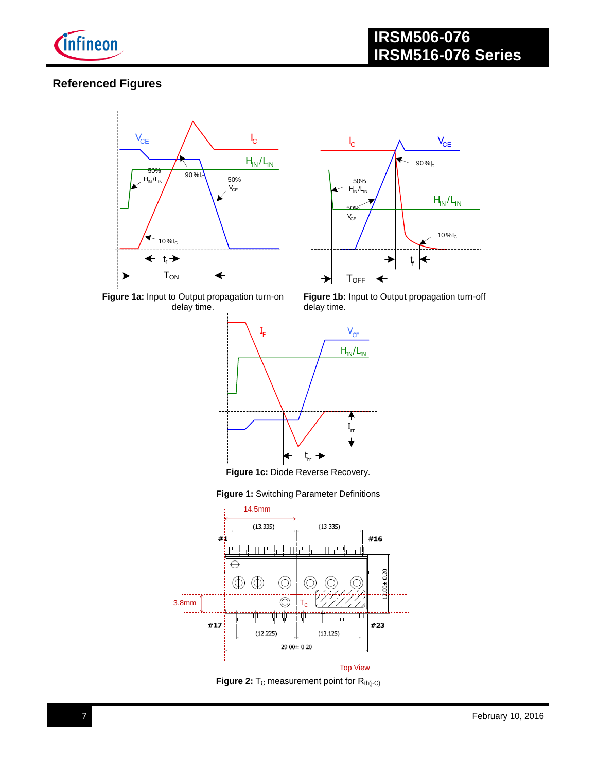## Referenced Figures

**Figure 1a:** Input to Output propagation turn-on delay time.

**Figure 1b:** Input to Output propagation turn-off delay time.

**Figure 1c:** Diode Reverse Recovery.

**Figure 1:** Switching Parameter Definitions

**Figure 2:** $T_C$ measurement point for $R_{th(j-C)}$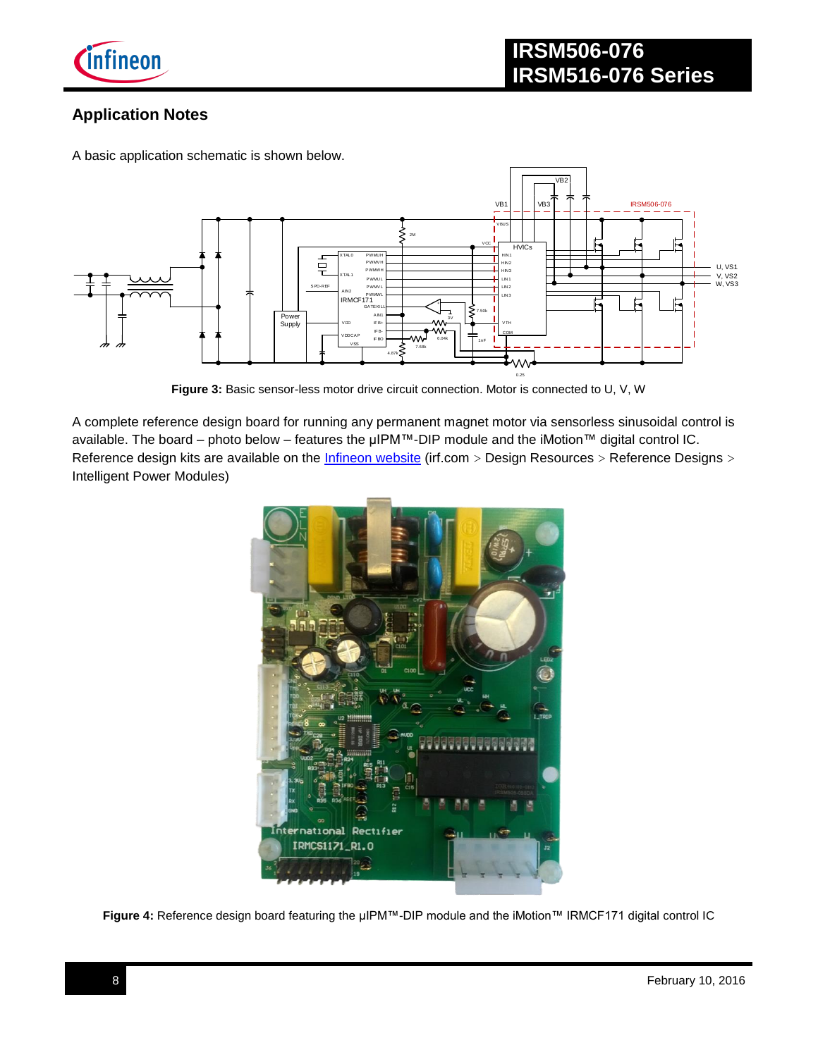## Application Notes

A basic application schematic is shown below.

**Figure 3:** Basic sensor-less motor drive circuit connection. Motor is connected to U, V, W

A complete reference design board for running any permanent magnet motor via sensorless sinusoidal control is available. The board – photo below – features the µIPM™-DIP module and the iMotion™ digital control IC. Reference design kits are available on the Infineon website (irf.com > Design Resources > Reference Designs > Intelligent Power Modules)

**Figure 4:** Reference design board featuring the µIPM™-DIP module and the iMotion™ IRMCF171 digital control IC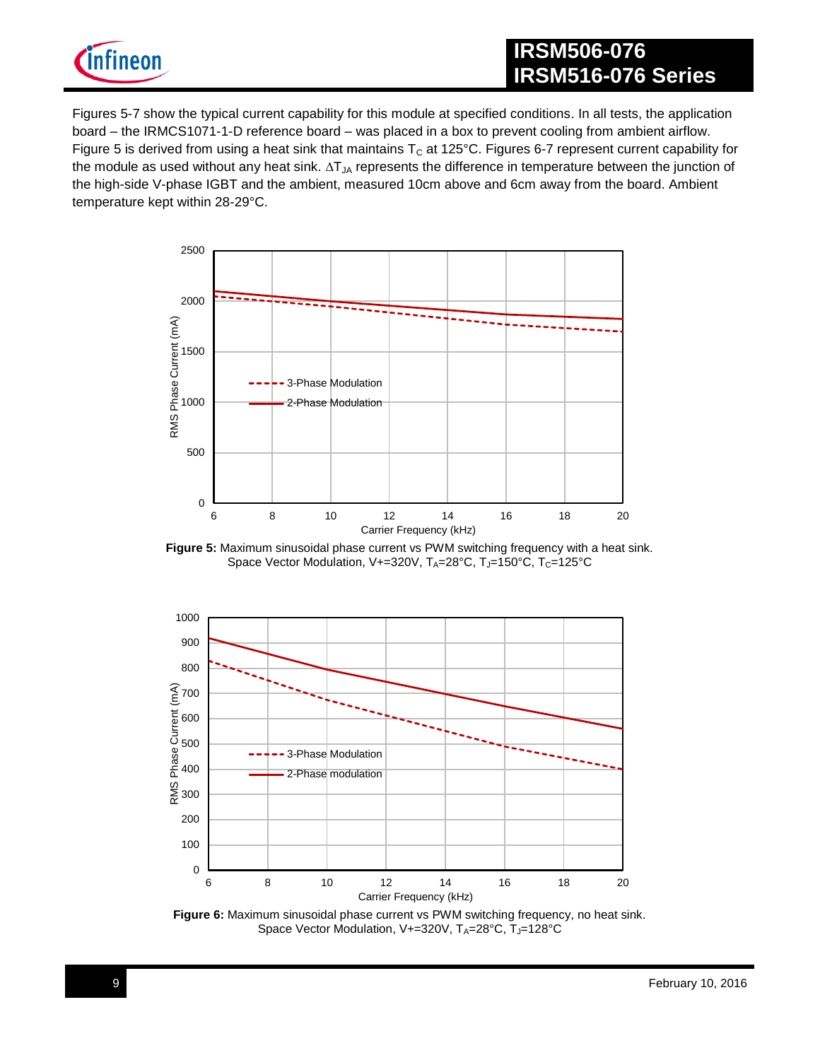Figures 5-7 show the typical current capability for this module at specified conditions. In all tests, the application board – the IRMCS1071-1-D reference board – was placed in a box to prevent cooling from ambient airflow. Figure 5 is derived from using a heat sink that maintains $T_C$ at 125°C. Figures 6-7 represent current capability for the module as used without any heat sink. $\Delta T_{JA}$ represents the difference in temperature between the junction of the high-side V-phase IGBT and the ambient, measured 10cm above and 6cm away from the board. Ambient temperature kept within 28-29°C.

**Figure 5:** Maximum sinusoidal phase current vs PWM switching frequency with a heat sink. Space Vector Modulation, V+=320V, $T_A$=28°C, $T_J$=150°C, $T_C$=125°C

**Figure 6:** Maximum sinusoidal phase current vs PWM switching frequency, no heat sink. Space Vector Modulation, V+=320V, $T_A$=28°C, $T_J$=128°C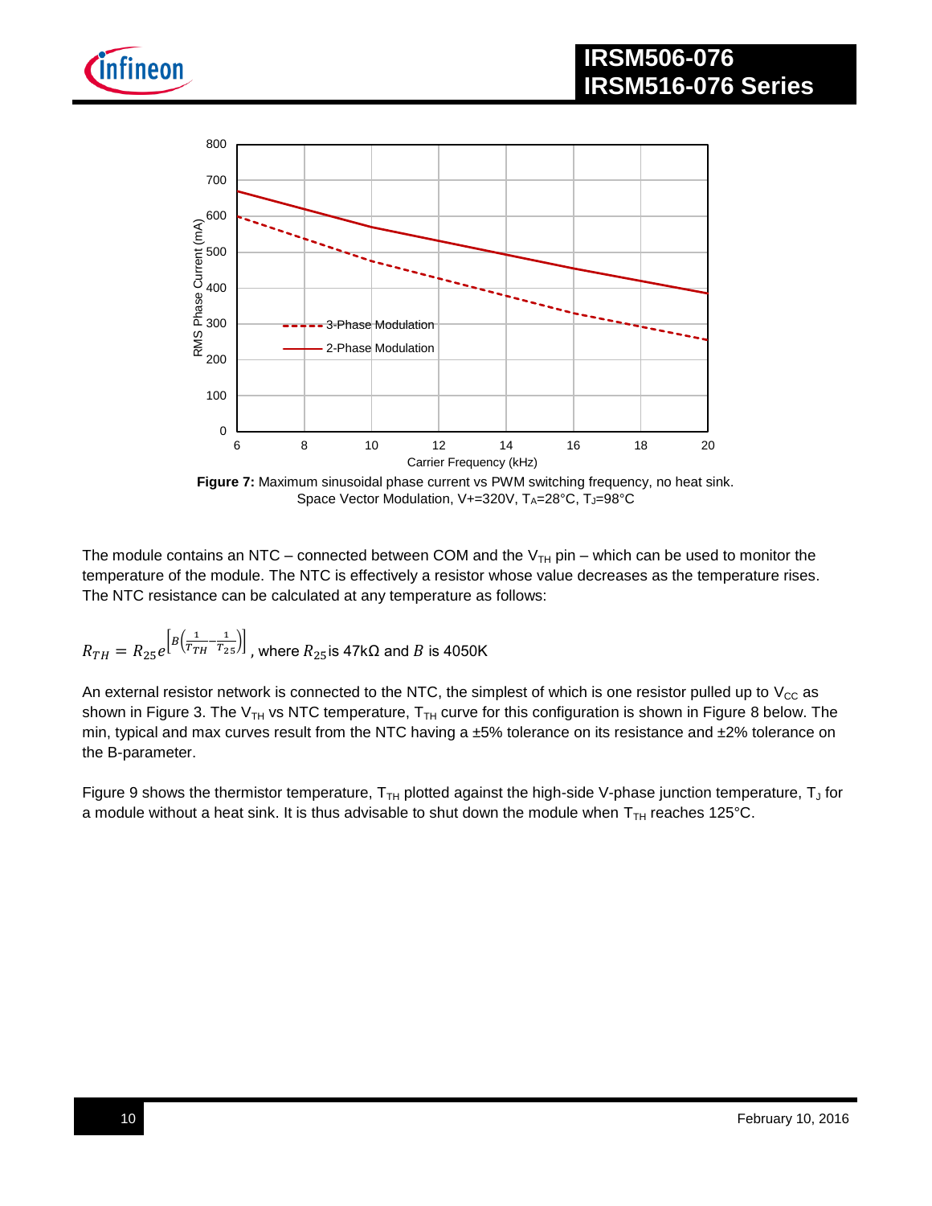**Figure 7:** Maximum sinusoidal phase current vs PWM switching frequency, no heat sink. Space Vector Modulation, V+=320V, $T_A$=28°C, $T_J$=98°C

The module contains an NTC – connected between COM and the $V_{TH}$ pin – which can be used to monitor the temperature of the module. The NTC is effectively a resistor whose value decreases as the temperature rises. The NTC resistance can be calculated at any temperature as follows:

$R_{TH} = R_{25} e^{\left[B\left(\frac{1}{T_{TH}} - \frac{1}{T_{25}}\right)\right]}$, where $R_{25}$ is 47kΩ and $B$ is 4050K

An external resistor network is connected to the NTC, the simplest of which is one resistor pulled up to $V_{CC}$ as shown in Figure 3. The $V_{TH}$ vs NTC temperature, $T_{TH}$ curve for this configuration is shown in Figure 8 below. The min, typical and max curves result from the NTC having a ±5% tolerance on its resistance and ±2% tolerance on the B-parameter.

Figure 9 shows the thermistor temperature, $T_{TH}$ plotted against the high-side V-phase junction temperature, $T_J$ for a module without a heat sink. It is thus advisable to shut down the module when $T_{TH}$ reaches 125°C.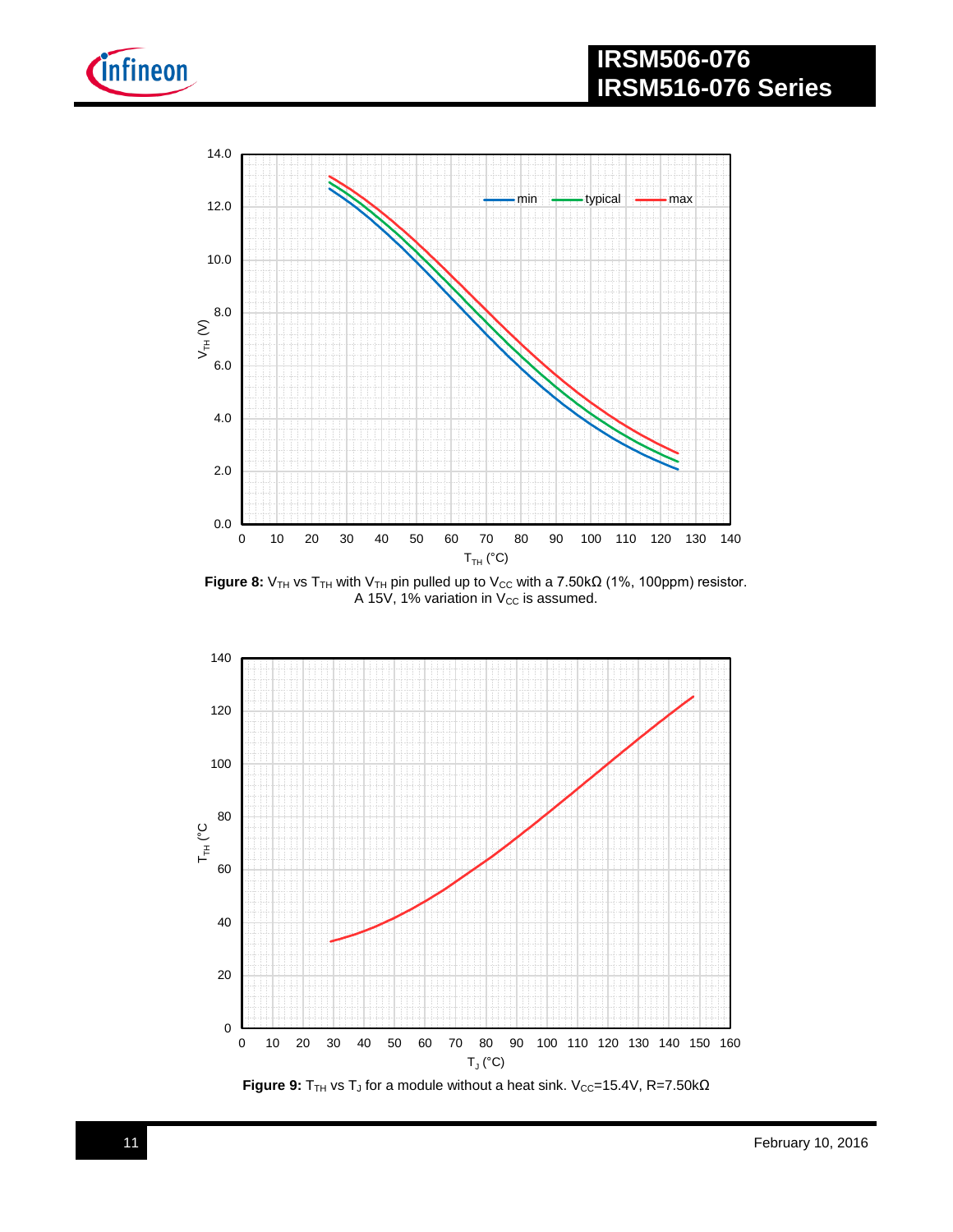**Figure 8:** $V_{TH}$ vs $T_{TH}$ with $V_{TH}$ pin pulled up to $V_{CC}$ with a 7.50kΩ (1%, 100ppm) resistor. A 15V, 1% variation in $V_{CC}$ is assumed.

**Figure 9:** $T_{TH}$ vs $T_J$ for a module without a heat sink. $V_{CC}$=15.4V, R=7.50kΩ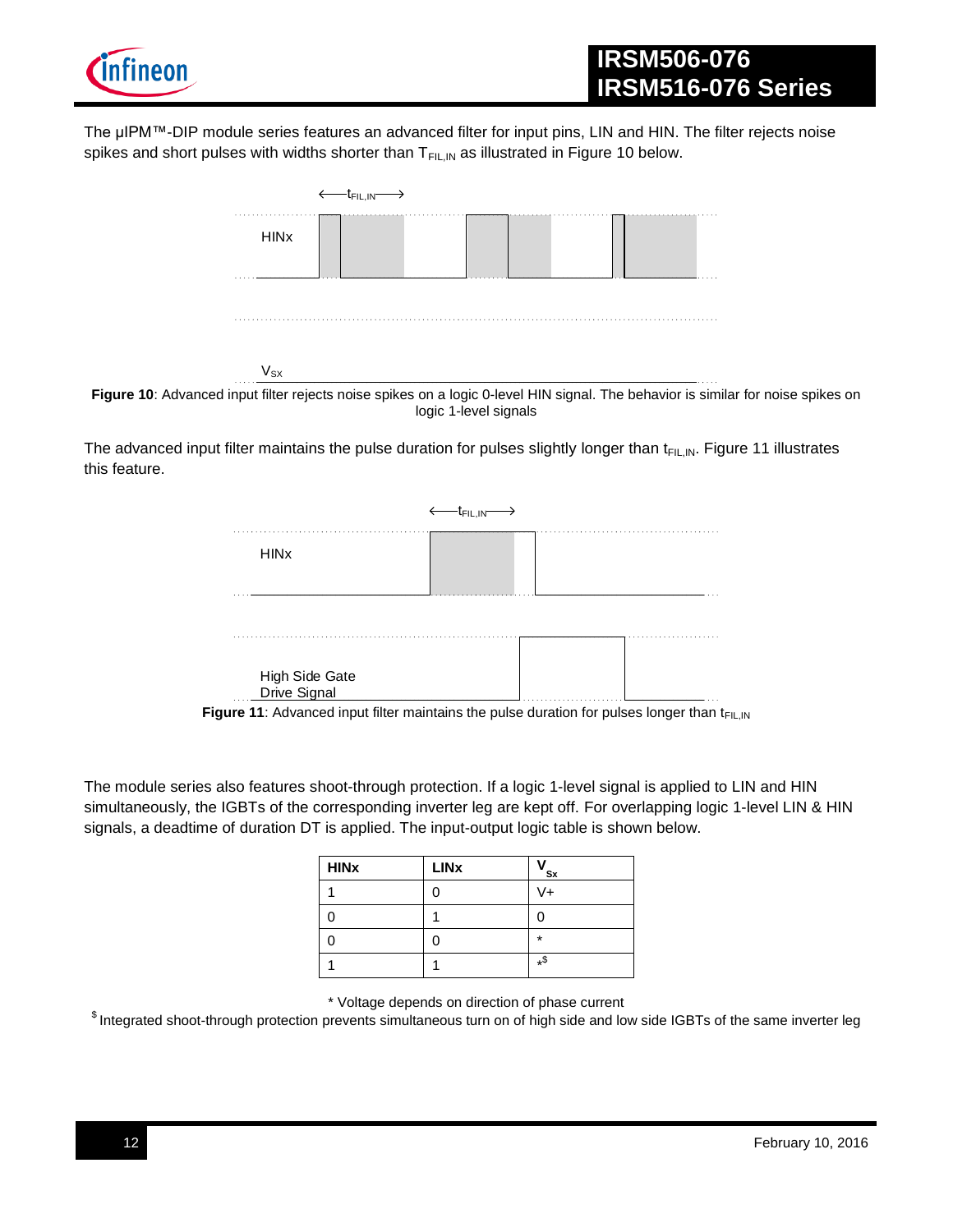The µIPM™-DIP module series features an advanced filter for input pins, LIN and HIN. The filter rejects noise spikes and short pulses with widths shorter than $T_{FIL,IN}$ as illustrated in Figure 10 below.

**Figure 10**: Advanced input filter rejects noise spikes on a logic 0-level HIN signal. The behavior is similar for noise spikes on logic 1-level signals

The advanced input filter maintains the pulse duration for pulses slightly longer than $t_{FIL,IN}$. Figure 11 illustrates this feature.

**Figure 11**: Advanced input filter maintains the pulse duration for pulses longer than $t_{FIL,IN}$

The module series also features shoot-through protection. If a logic 1-level signal is applied to LIN and HIN simultaneously, the IGBTs of the corresponding inverter leg are kept off. For overlapping logic 1-level LIN & HIN signals, a deadtime of duration DT is applied. The input-output logic table is shown below.

| HINx | LINx | $V_{Sx}$ |
|---|---|---|
| 1 | 0 | V+ |
| 0 | 1 | 0 |
| 0 | 0 | * |
| 1 | 1 | *$ |

\* Voltage depends on direction of phase current

$ Integrated shoot-through protection prevents simultaneous turn on of high side and low side IGBTs of the same inverter leg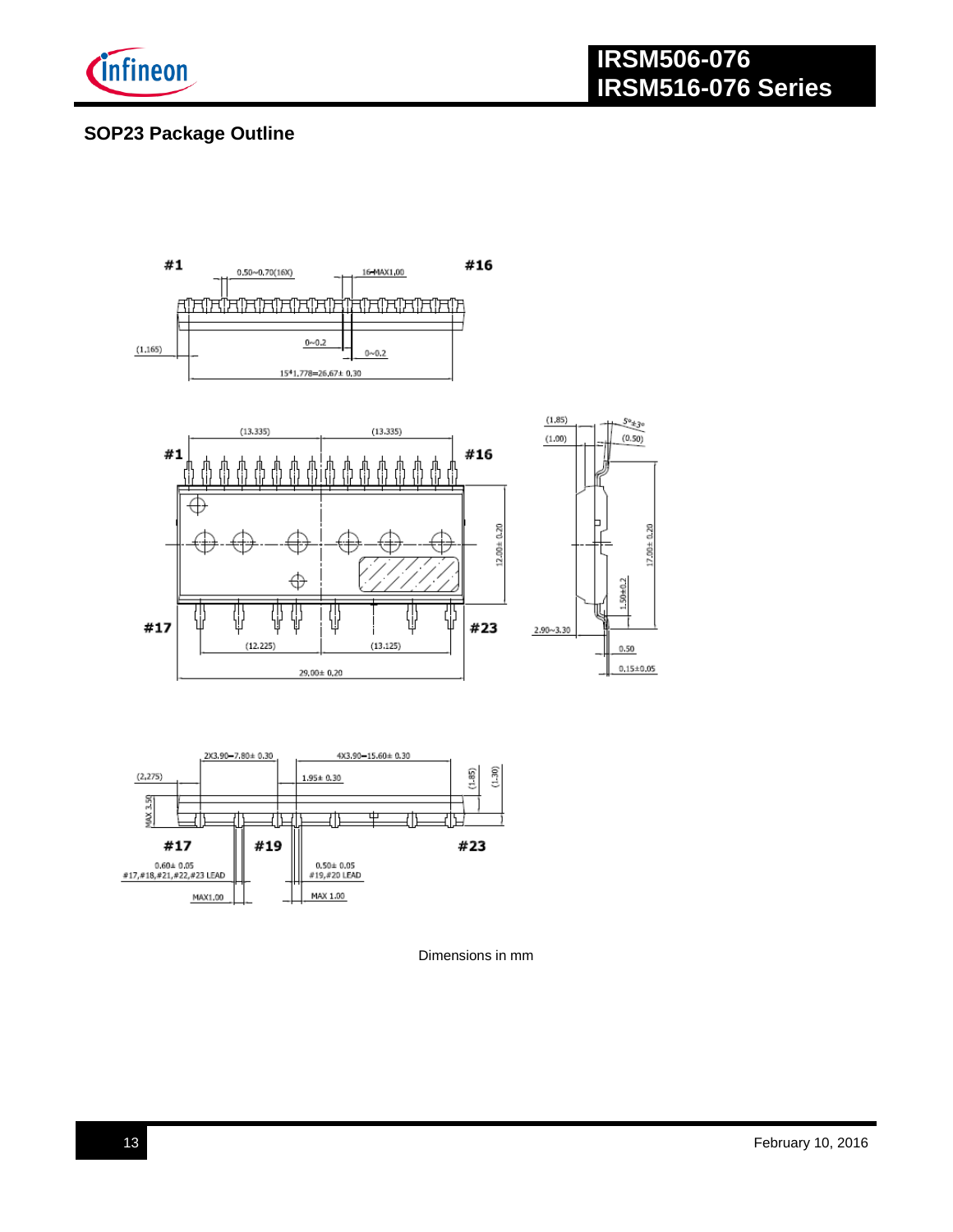## SOP23 Package Outline

#1 0.50~0.70(16X) 16-MAX1,00 #16

(1.165) 0~0.2 0~0.2

15*1.778=26,67± 0.30

(13.335) (13.335)

#1 #16

12.00± 0.20

#17 #23

(12.225) (13.125)

29.00± 0.20

(1.85) (1.00) 5°±3° (0.50)

17.00± 0.20

1.50±0.2

2.90~3.30

0.50

0.15±0.05

2X3.90=7.80± 0.30 4X3.90=15.60± 0.30

(2,275) 1.95± 0.30 (1.85) (1.30)

MAX 3.50

#17 #19 #23

0.60± 0.05
#17,#18,#21,#22,#23 LEAD

0.50± 0.05
#19,#20 LEAD

MAX1.00 MAX 1.00

Dimensions in mm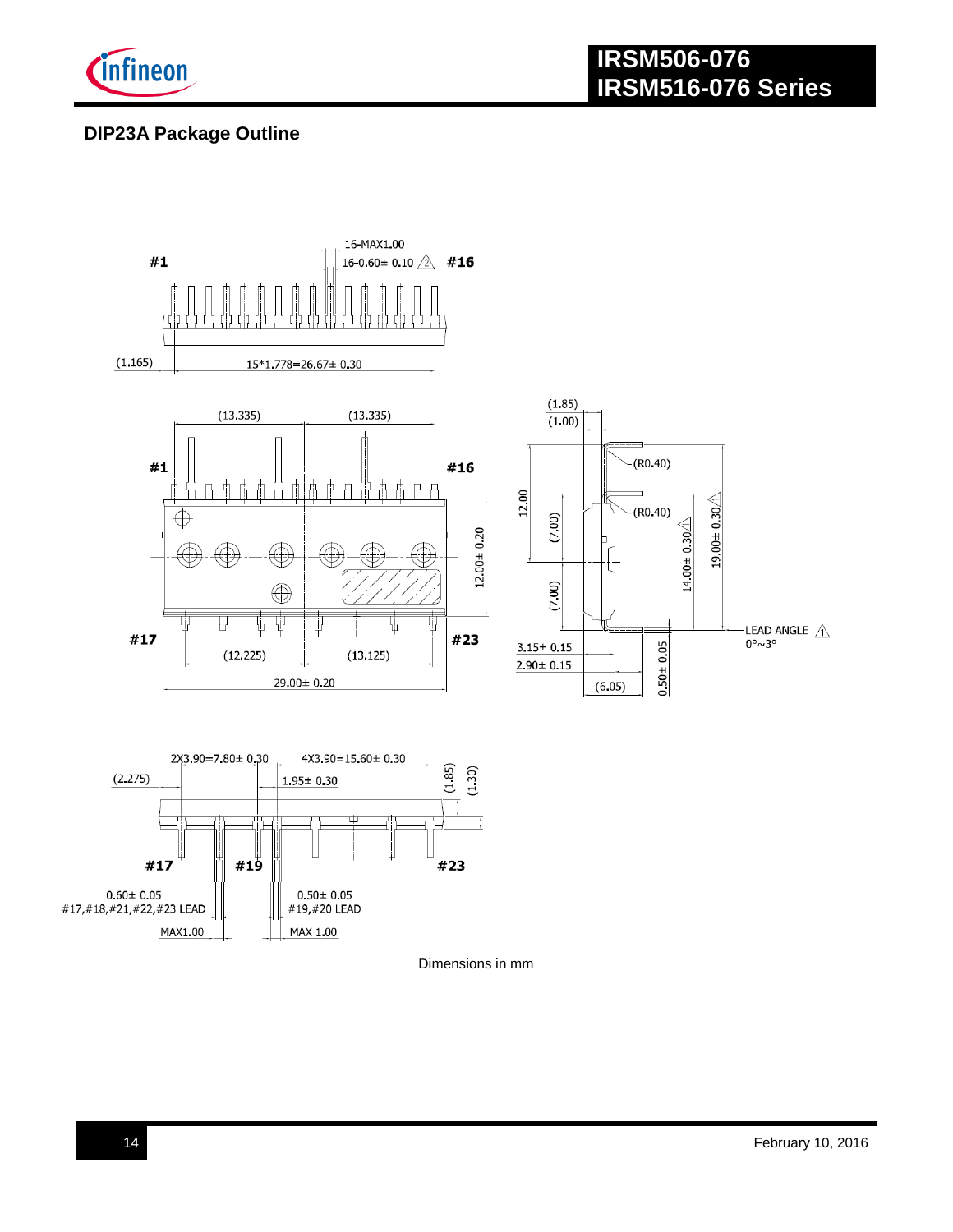## DIP23A Package Outline

Dimensions in mm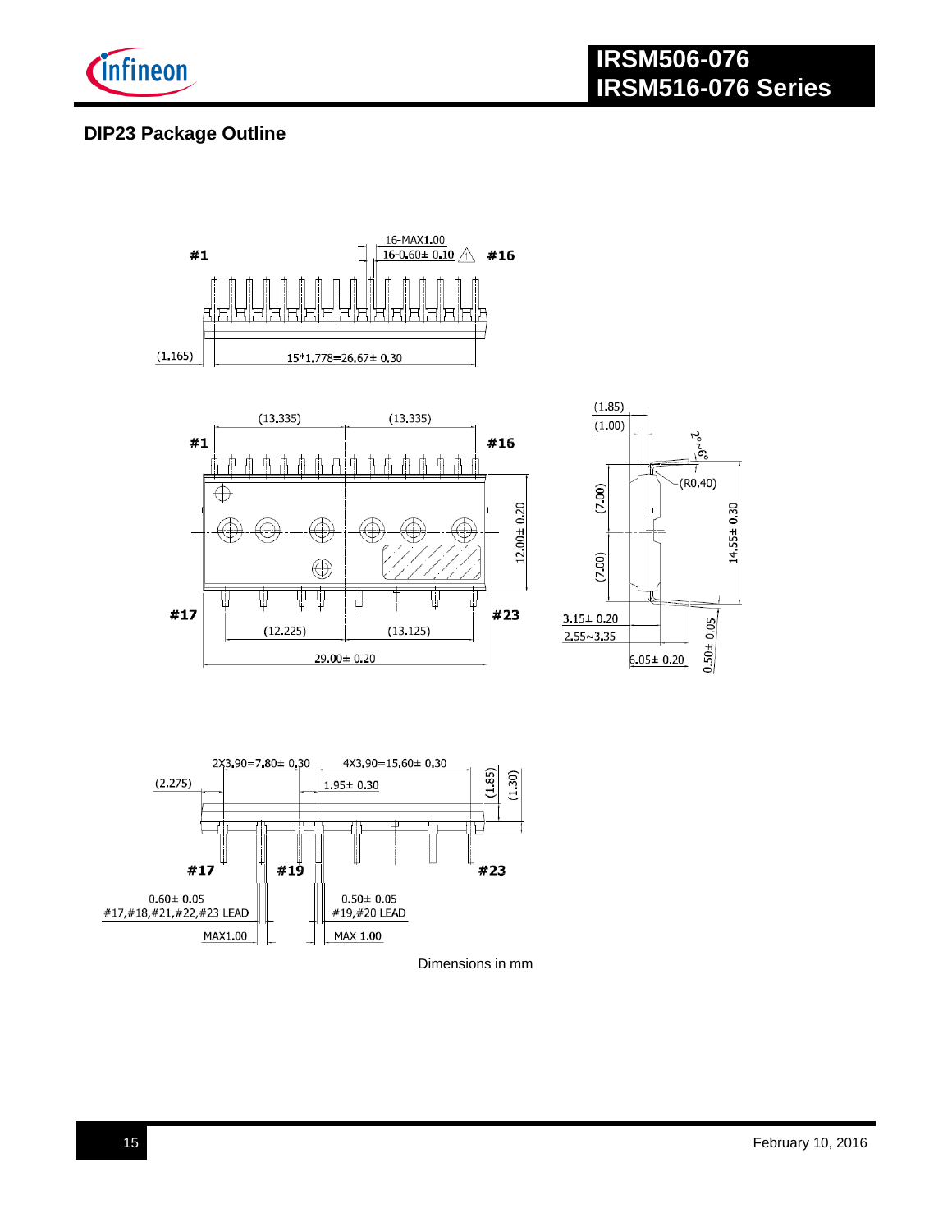## DIP23 Package Outline

16-MAX1.00
16-0.60± 0.10

#1 #16

(1.165) 15*1.778=26.67± 0.30

(13.335) (13.335)

#1 #16

12.00± 0.20

#17 #23

(12.225) (13.125)

29.00± 0.20

(1.85)
(1.00)
2°~6°
(R0.40)
(7.00)
(7.00)
14.55± 0.30
3.15± 0.20
2.55~3.35
6.05± 0.20
0.50± 0.05

2X3.90=7.80± 0.30 4X3.90=15.60± 0.30
(2.275) 1.95± 0.30 (1.85) (1.30)

#17 #19 #23

0.60± 0.05
#17,#18,#21,#22,#23 LEAD
MAX1.00

0.50± 0.05
#19,#20 LEAD
MAX 1.00

Dimensions in mm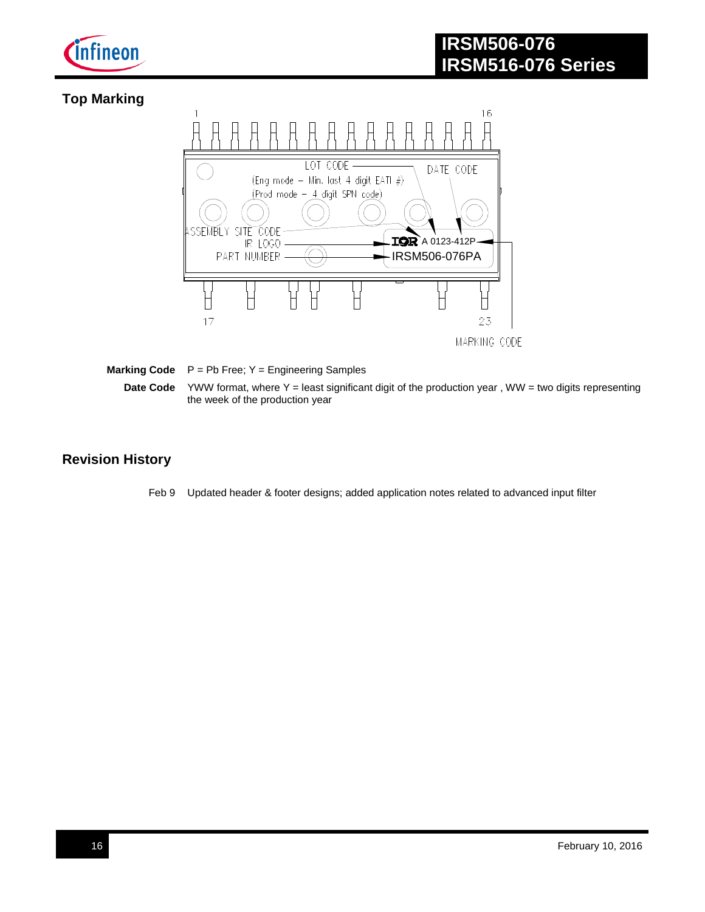## Top Marking

**Marking Code** P = Pb Free; Y = Engineering Samples

**Date Code** YWW format, where Y = least significant digit of the production year , WW = two digits representing the week of the production year

## Revision History

Feb 9 Updated header & footer designs; added application notes related to advanced input filter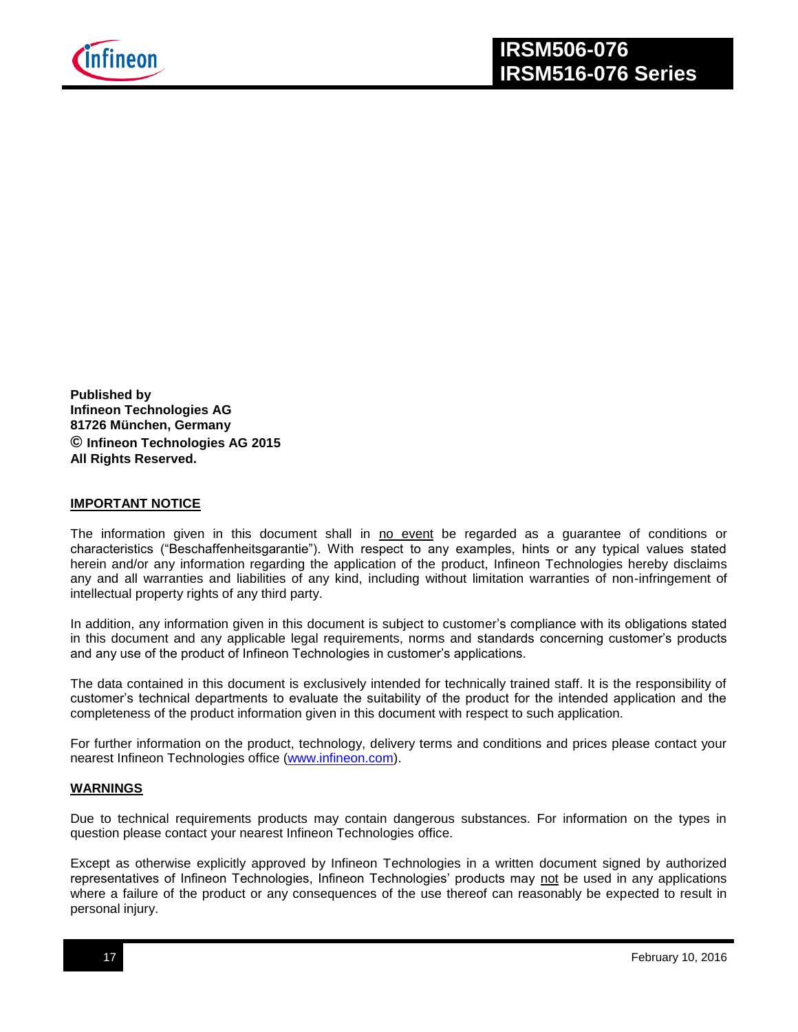**Published by**
**Infineon Technologies AG**
**81726 München, Germany**
**© Infineon Technologies AG 2015**
**All Rights Reserved.**

## IMPORTANT NOTICE

The information given in this document shall in no event be regarded as a guarantee of conditions or characteristics ("Beschaffenheitsgarantie"). With respect to any examples, hints or any typical values stated herein and/or any information regarding the application of the product, Infineon Technologies hereby disclaims any and all warranties and liabilities of any kind, including without limitation warranties of non-infringement of intellectual property rights of any third party.

In addition, any information given in this document is subject to customer's compliance with its obligations stated in this document and any applicable legal requirements, norms and standards concerning customer's products and any use of the product of Infineon Technologies in customer's applications.

The data contained in this document is exclusively intended for technically trained staff. It is the responsibility of customer's technical departments to evaluate the suitability of the product for the intended application and the completeness of the product information given in this document with respect to such application.

For further information on the product, technology, delivery terms and conditions and prices please contact your nearest Infineon Technologies office (www.infineon.com).

## WARNINGS

Due to technical requirements products may contain dangerous substances. For information on the types in question please contact your nearest Infineon Technologies office.

Except as otherwise explicitly approved by Infineon Technologies in a written document signed by authorized representatives of Infineon Technologies, Infineon Technologies' products may not be used in any applications where a failure of the product or any consequences of the use thereof can reasonably be expected to result in personal injury.